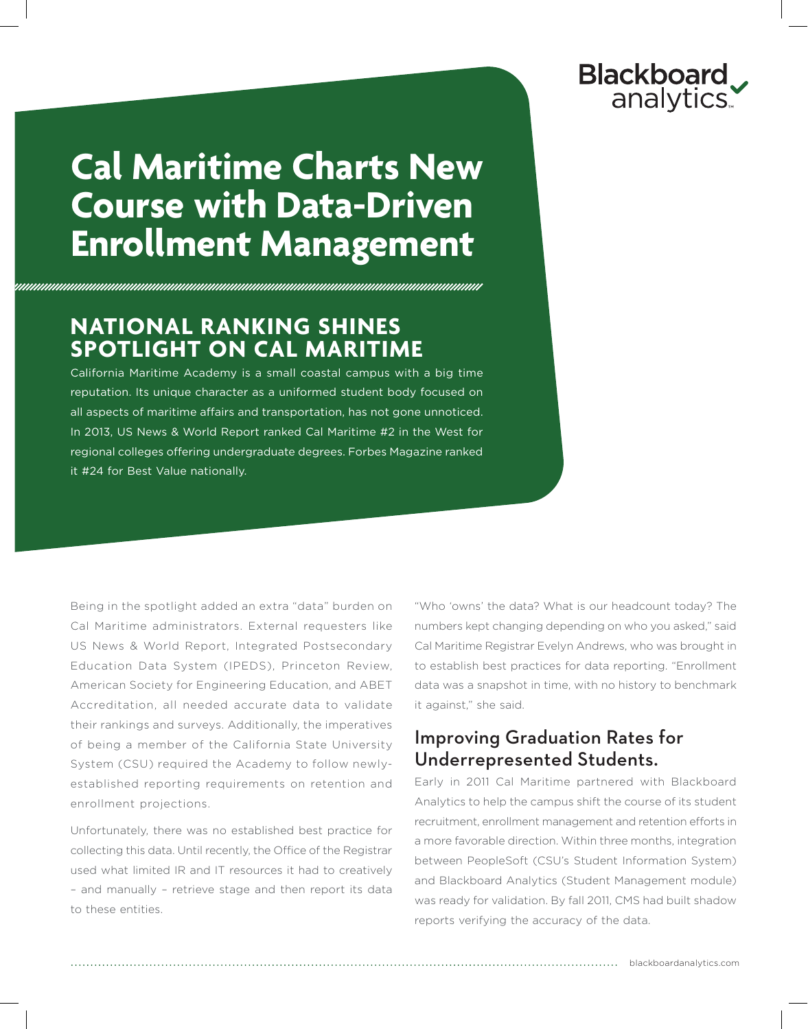Blackboard analytics

# Cal Maritime Charts New Course with Data-Driven Enrollment Management

## NATIONAL RANKING SHINES SPOTLIGHT ON CAL MARITIME

California Maritime Academy is a small coastal campus with a big time reputation. Its unique character as a uniformed student body focused on all aspects of maritime affairs and transportation, has not gone unnoticed. In 2013, US News & World Report ranked Cal Maritime #2 in the West for regional colleges offering undergraduate degrees. Forbes Magazine ranked it #24 for Best Value nationally.

Being in the spotlight added an extra "data" burden on Cal Maritime administrators. External requesters like US News & World Report, Integrated Postsecondary Education Data System (IPEDS), Princeton Review, American Society for Engineering Education, and ABET Accreditation, all needed accurate data to validate their rankings and surveys. Additionally, the imperatives of being a member of the California State University System (CSU) required the Academy to follow newly-established reporting requirements on retention and enrollment projections.

Unfortunately, there was no established best practice for collecting this data. Until recently, the Office of the Registrar used what limited IR and IT resources it had to creatively – and manually – retrieve stage and then report its data to these entities.

"Who 'owns' the data? What is our headcount today? The numbers kept changing depending on who you asked," said Cal Maritime Registrar Evelyn Andrews, who was brought in to establish best practices for data reporting. "Enrollment data was a snapshot in time, with no history to benchmark it against," she said.

### Improving Graduation Rates for Underrepresented Students.

Early in 2011 Cal Maritime partnered with Blackboard Analytics to help the campus shift the course of its student recruitment, enrollment management and retention efforts in a more favorable direction. Within three months, integration between PeopleSoft (CSU's Student Information System) and Blackboard Analytics (Student Management module) was ready for validation. By fall 2011, CMS had built shadow reports verifying the accuracy of the data.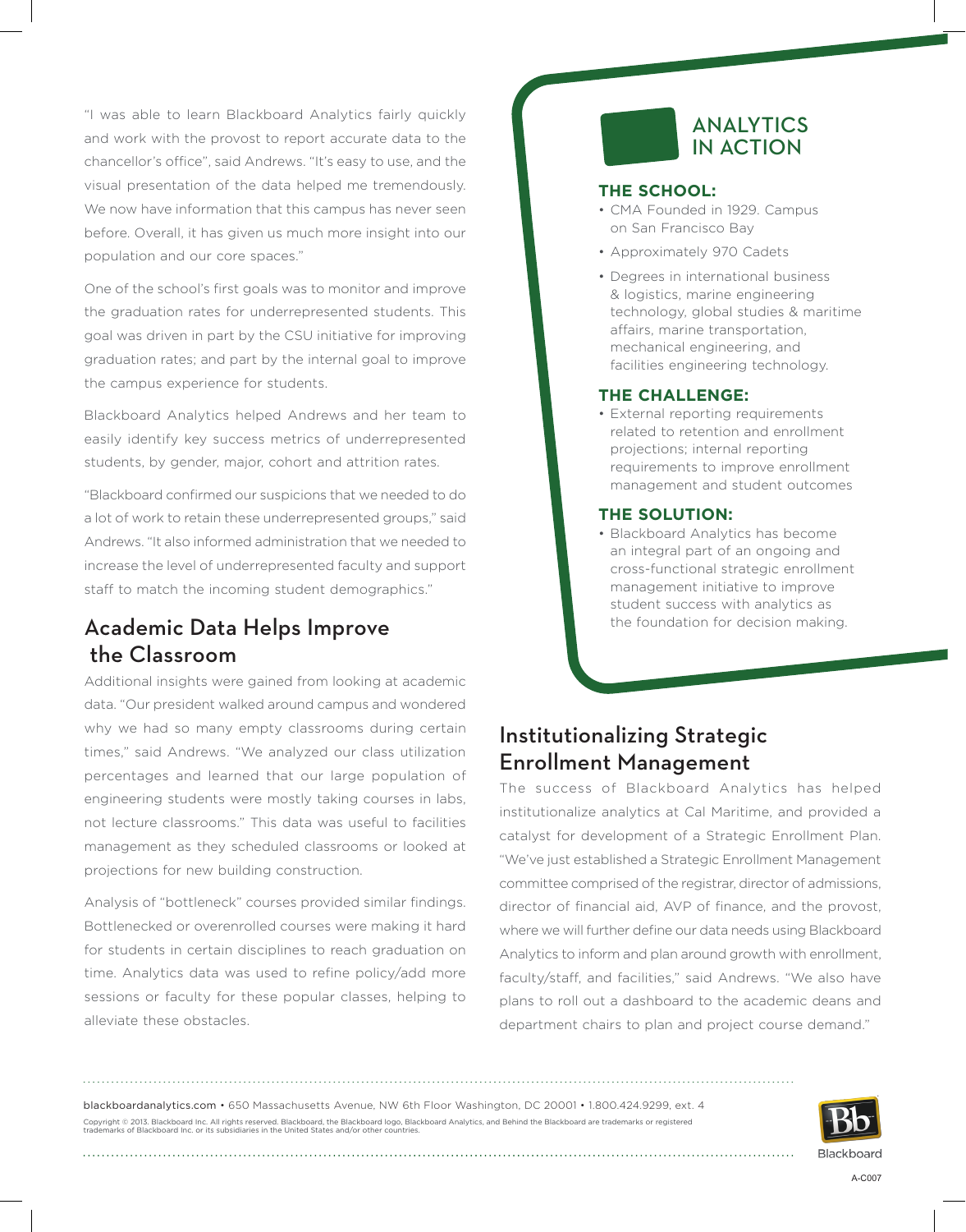"I was able to learn Blackboard Analytics fairly quickly and work with the provost to report accurate data to the chancellor's office", said Andrews. "It's easy to use, and the visual presentation of the data helped me tremendously. We now have information that this campus has never seen before. Overall, it has given us much more insight into our population and our core spaces."

One of the school's first goals was to monitor and improve the graduation rates for underrepresented students. This goal was driven in part by the CSU initiative for improving graduation rates; and part by the internal goal to improve the campus experience for students.

Blackboard Analytics helped Andrews and her team to easily identify key success metrics of underrepresented students, by gender, major, cohort and attrition rates.

"Blackboard confirmed our suspicions that we needed to do a lot of work to retain these underrepresented groups," said Andrews. "It also informed administration that we needed to increase the level of underrepresented faculty and support staff to match the incoming student demographics."

## Academic Data Helps Improve the Classroom

Additional insights were gained from looking at academic data. "Our president walked around campus and wondered why we had so many empty classrooms during certain times," said Andrews. "We analyzed our class utilization percentages and learned that our large population of engineering students were mostly taking courses in labs, not lecture classrooms." This data was useful to facilities management as they scheduled classrooms or looked at projections for new building construction.

Analysis of "bottleneck" courses provided similar findings. Bottlenecked or overenrolled courses were making it hard for students in certain disciplines to reach graduation on time. Analytics data was used to refine policy/add more sessions or faculty for these popular classes, helping to alleviate these obstacles.

## ANALYTICS IN ACTION

### THE SCHOOL:

- CMA Founded in 1929. Campus on San Francisco Bay
- Approximately 970 Cadets
- Degrees in international business & logistics, marine engineering technology, global studies & maritime affairs, marine transportation, mechanical engineering, and facilities engineering technology.

### THE CHALLENGE:

- External reporting requirements related to retention and enrollment projections; internal reporting requirements to improve enrollment management and student outcomes

### THE SOLUTION:

- Blackboard Analytics has become an integral part of an ongoing and cross-functional strategic enrollment management initiative to improve student success with analytics as the foundation for decision making.

## Institutionalizing Strategic Enrollment Management

The success of Blackboard Analytics has helped institutionalize analytics at Cal Maritime, and provided a catalyst for development of a Strategic Enrollment Plan. "We've just established a Strategic Enrollment Management committee comprised of the registrar, director of admissions, director of financial aid, AVP of finance, and the provost, where we will further define our data needs using Blackboard Analytics to inform and plan around growth with enrollment, faculty/staff, and facilities," said Andrews. "We also have plans to roll out a dashboard to the academic deans and department chairs to plan and project course demand."

blackboardanalytics.com • 650 Massachusetts Avenue, NW 6th Floor Washington, DC 20001 • 1.800.424.9299, ext. 4

Copyright © 2013. Blackboard Inc. All rights reserved. Blackboard, the Blackboard logo, Blackboard Analytics, and Behind the Blackboard are trademarks or registered trademarks of Blackboard Inc. or its subsidiaries in the United States and/or other countries.

Blackboard

A-C007